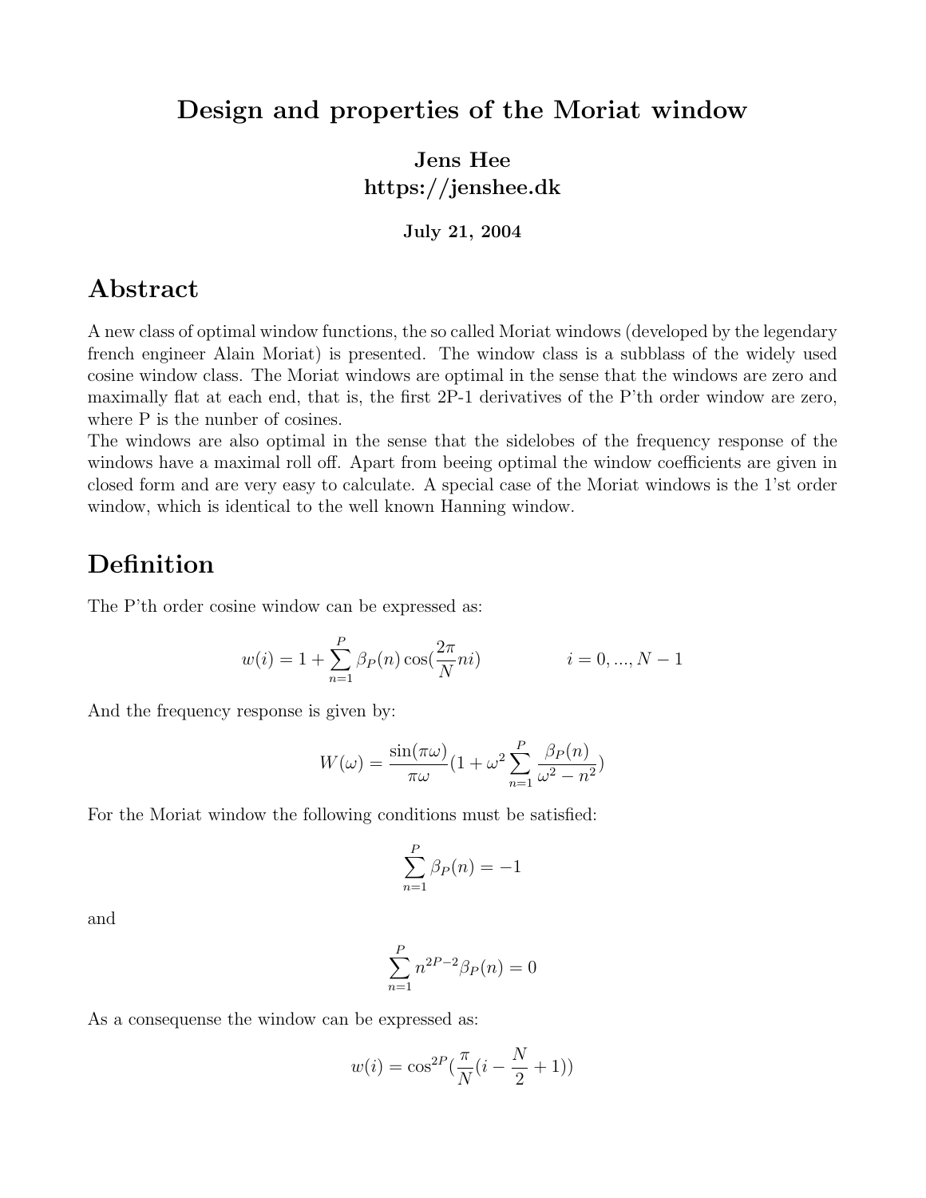# Design and properties of the Moriat window

**Jens Hee**
**https://jenshee.dk**

**July 21, 2004**

## Abstract

A new class of optimal window functions, the so called Moriat windows (developed by the legendary french engineer Alain Moriat) is presented. The window class is a subblass of the widely used cosine window class. The Moriat windows are optimal in the sense that the windows are zero and maximally flat at each end, that is, the first 2P-1 derivatives of the P'th order window are zero, where P is the nunber of cosines.
The windows are also optimal in the sense that the sidelobes of the frequency response of the windows have a maximal roll off. Apart from beeing optimal the window coefficients are given in closed form and are very easy to calculate. A special case of the Moriat windows is the 1'st order window, which is identical to the well known Hanning window.

## Definition

The P'th order cosine window can be expressed as:

$$w(i) = 1 + \sum_{n=1}^{P} \beta_P(n) \cos(\frac{2\pi}{N} ni) \qquad\qquad i = 0, ..., N-1$$

And the frequency response is given by:

$$W(\omega) = \frac{\sin(\pi\omega)}{\pi\omega}(1 + \omega^2 \sum_{n=1}^{P} \frac{\beta_P(n)}{\omega^2 - n^2})$$

For the Moriat window the following conditions must be satisfied:

$$\sum_{n=1}^{P} \beta_P(n) = -1$$

and

$$\sum_{n=1}^{P} n^{2P-2} \beta_P(n) = 0$$

As a consequense the window can be expressed as:

$$w(i) = \cos^{2P}(\frac{\pi}{N}(i - \frac{N}{2} + 1))$$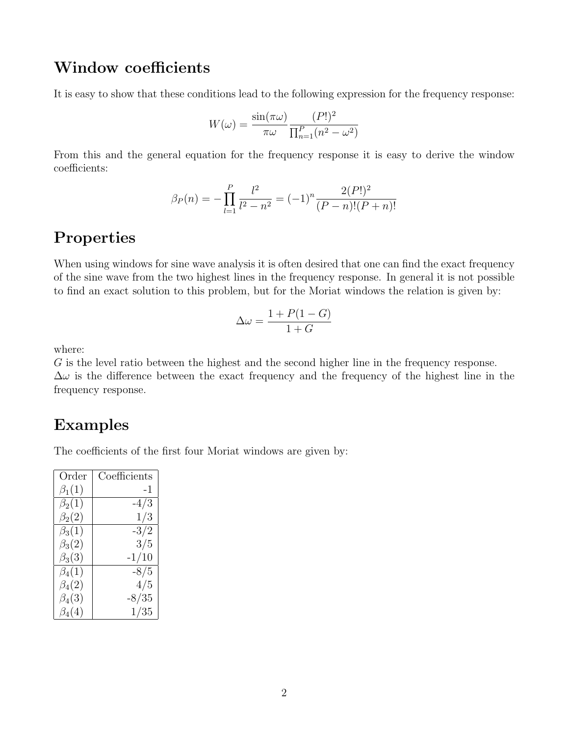## Window coefficients

It is easy to show that these conditions lead to the following expression for the frequency response:

$$W(\omega) = \frac{\sin(\pi\omega)}{\pi\omega} \frac{(P!)^2}{\prod_{n=1}^{P}(n^2 - \omega^2)}$$

From this and the general equation for the frequency response it is easy to derive the window coefficients:

$$\beta_P(n) = -\prod_{l=1}^{P} \frac{l^2}{l^2 - n^2} = (-1)^n \frac{2(P!)^2}{(P-n)!(P+n)!}$$

## Properties

When using windows for sine wave analysis it is often desired that one can find the exact frequency of the sine wave from the two highest lines in the frequency response. In general it is not possible to find an exact solution to this problem, but for the Moriat windows the relation is given by:

$$\Delta\omega = \frac{1 + P(1 - G)}{1 + G}$$

where:
$G$ is the level ratio between the highest and the second higher line in the frequency response.
$\Delta\omega$ is the difference between the exact frequency and the frequency of the highest line in the frequency response.

## Examples

The coefficients of the first four Moriat windows are given by:

| Order | Coefficients |
|---|---|
| $\beta_1(1)$ | -1 |
| $\beta_2(1)$ | -4/3 |
| $\beta_2(2)$ | 1/3 |
| $\beta_3(1)$ | -3/2 |
| $\beta_3(2)$ | 3/5 |
| $\beta_3(3)$ | -1/10 |
| $\beta_4(1)$ | -8/5 |
| $\beta_4(2)$ | 4/5 |
| $\beta_4(3)$ | -8/35 |
| $\beta_4(4)$ | 1/35 |